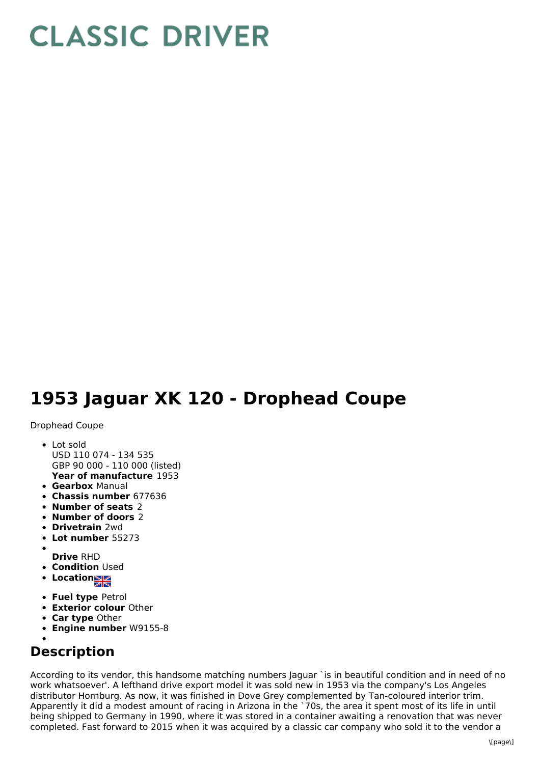# CLASSIC DRIVER

# 1953 Jaguar XK 120 - Drophead Coupe

Drophead Coupe

- Lot sold
  USD 110 074 - 134 535
  GBP 90 000 - 110 000 (listed)
  **Year of manufacture** 1953
- **Gearbox** Manual
- **Chassis number** 677636
- **Number of seats** 2
- **Number of doors** 2
- **Drivetrain** 2wd
- **Lot number** 55273
- 
  **Drive** RHD
- **Condition** Used
- **Location**
- **Fuel type** Petrol
- **Exterior colour** Other
- **Car type** Other
- **Engine number** W9155-8
- 

## Description

According to its vendor, this handsome matching numbers Jaguar `is in beautiful condition and in need of no work whatsoever'. A lefthand drive export model it was sold new in 1953 via the company's Los Angeles distributor Hornburg. As now, it was finished in Dove Grey complemented by Tan-coloured interior trim. Apparently it did a modest amount of racing in Arizona in the `70s, the area it spent most of its life in until being shipped to Germany in 1990, where it was stored in a container awaiting a renovation that was never completed. Fast forward to 2015 when it was acquired by a classic car company who sold it to the vendor a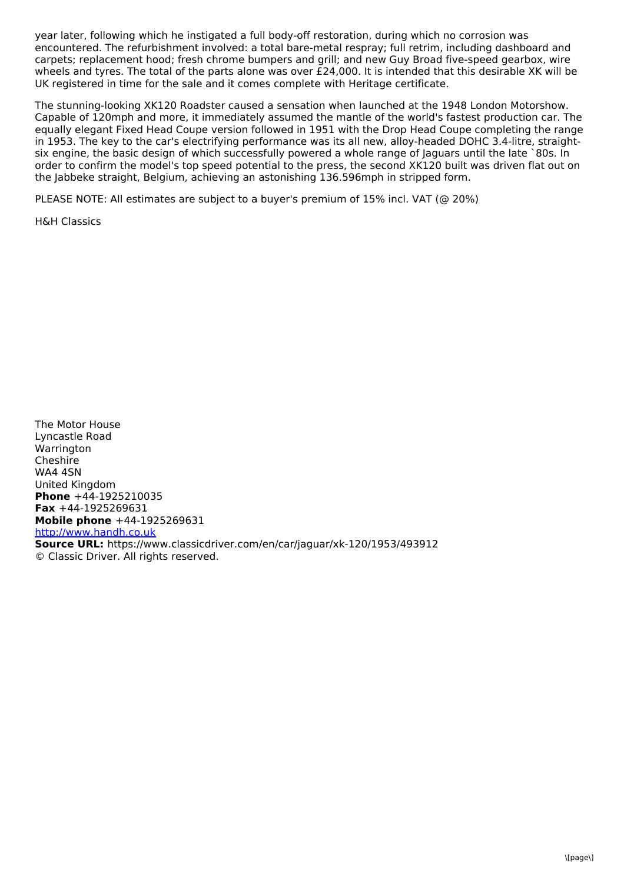year later, following which he instigated a full body-off restoration, during which no corrosion was encountered. The refurbishment involved: a total bare-metal respray; full retrim, including dashboard and carpets; replacement hood; fresh chrome bumpers and grill; and new Guy Broad five-speed gearbox, wire wheels and tyres. The total of the parts alone was over £24,000. It is intended that this desirable XK will be UK registered in time for the sale and it comes complete with Heritage certificate.

The stunning-looking XK120 Roadster caused a sensation when launched at the 1948 London Motorshow. Capable of 120mph and more, it immediately assumed the mantle of the world's fastest production car. The equally elegant Fixed Head Coupe version followed in 1951 with the Drop Head Coupe completing the range in 1953. The key to the car's electrifying performance was its all new, alloy-headed DOHC 3.4-litre, straight-six engine, the basic design of which successfully powered a whole range of Jaguars until the late `80s. In order to confirm the model's top speed potential to the press, the second XK120 built was driven flat out on the Jabbeke straight, Belgium, achieving an astonishing 136.596mph in stripped form.

PLEASE NOTE: All estimates are subject to a buyer's premium of 15% incl. VAT (@ 20%)

H&H Classics

The Motor House
Lyncastle Road
Warrington
Cheshire
WA4 4SN
United Kingdom
**Phone** +44-1925210035
**Fax** +44-1925269631
**Mobile phone** +44-1925269631
http://www.handh.co.uk
**Source URL:** https://www.classicdriver.com/en/car/jaguar/xk-120/1953/493912
© Classic Driver. All rights reserved.